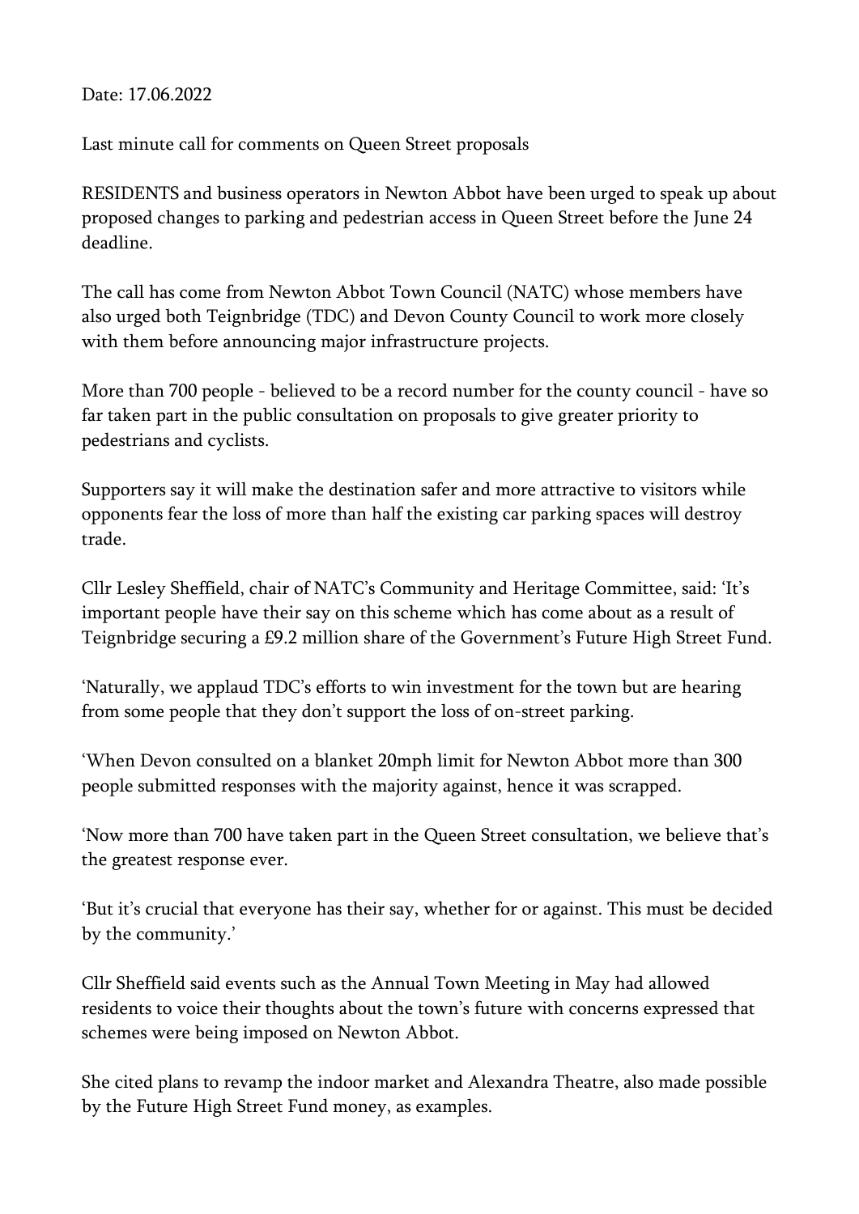Date: 17.06.2022

Last minute call for comments on Queen Street proposals

RESIDENTS and business operators in Newton Abbot have been urged to speak up about proposed changes to parking and pedestrian access in Queen Street before the June 24 deadline.

The call has come from Newton Abbot Town Council (NATC) whose members have also urged both Teignbridge (TDC) and Devon County Council to work more closely with them before announcing major infrastructure projects.

More than 700 people - believed to be a record number for the county council - have so far taken part in the public consultation on proposals to give greater priority to pedestrians and cyclists.

Supporters say it will make the destination safer and more attractive to visitors while opponents fear the loss of more than half the existing car parking spaces will destroy trade.

Cllr Lesley Sheffield, chair of NATC's Community and Heritage Committee, said: 'It's important people have their say on this scheme which has come about as a result of Teignbridge securing a £9.2 million share of the Government's Future High Street Fund.

'Naturally, we applaud TDC's efforts to win investment for the town but are hearing from some people that they don't support the loss of on-street parking.

'When Devon consulted on a blanket 20mph limit for Newton Abbot more than 300 people submitted responses with the majority against, hence it was scrapped.

'Now more than 700 have taken part in the Queen Street consultation, we believe that's the greatest response ever.

'But it's crucial that everyone has their say, whether for or against. This must be decided by the community.'

Cllr Sheffield said events such as the Annual Town Meeting in May had allowed residents to voice their thoughts about the town's future with concerns expressed that schemes were being imposed on Newton Abbot.

She cited plans to revamp the indoor market and Alexandra Theatre, also made possible by the Future High Street Fund money, as examples.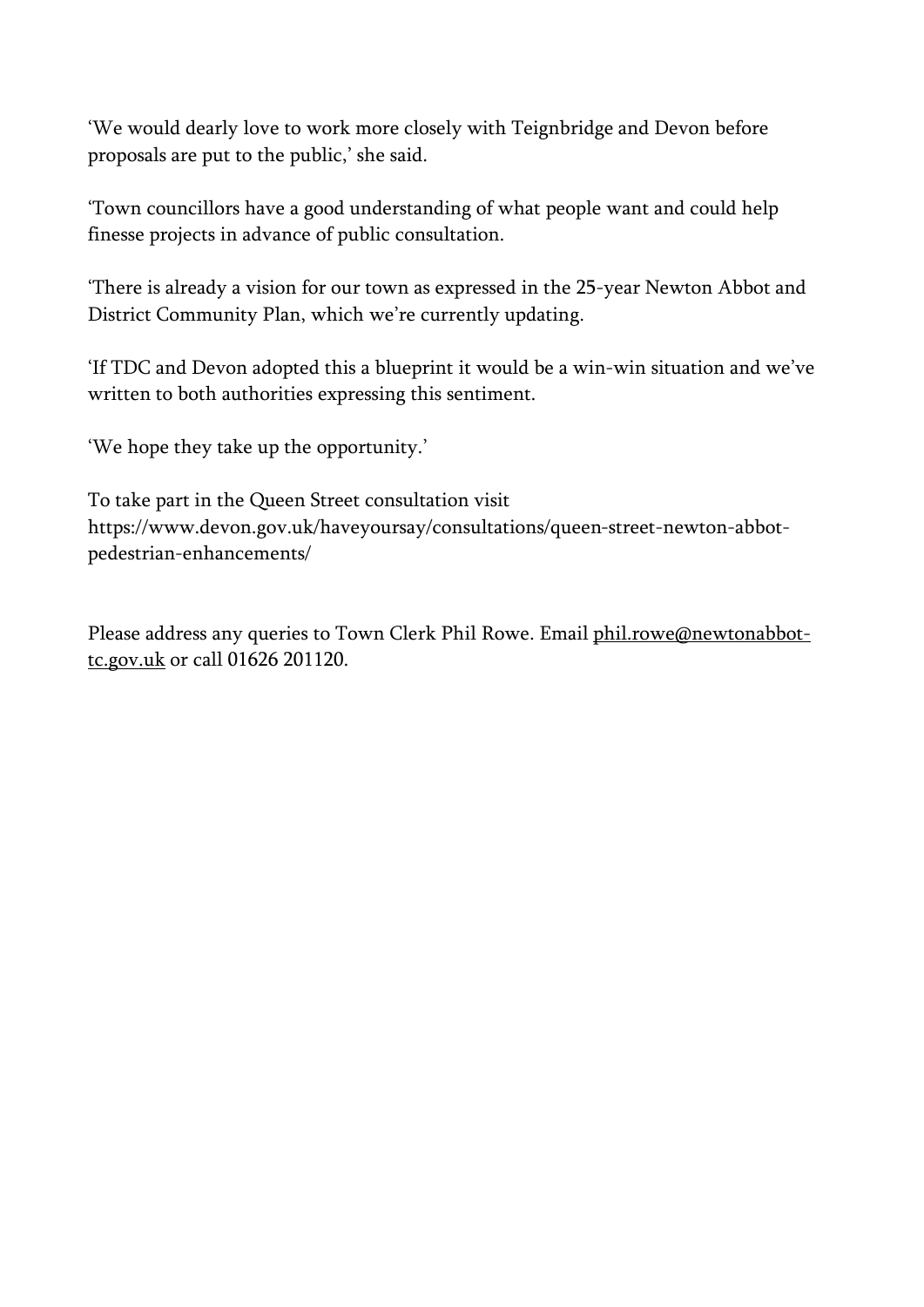'We would dearly love to work more closely with Teignbridge and Devon before proposals are put to the public,' she said.

'Town councillors have a good understanding of what people want and could help finesse projects in advance of public consultation.

'There is already a vision for our town as expressed in the 25-year Newton Abbot and District Community Plan, which we're currently updating.

'If TDC and Devon adopted this a blueprint it would be a win-win situation and we've written to both authorities expressing this sentiment.

'We hope they take up the opportunity.'

To take part in the Queen Street consultation visit https://www.devon.gov.uk/haveyoursay/consultations/queen-street-newton-abbot-pedestrian-enhancements/

Please address any queries to Town Clerk Phil Rowe. Email phil.rowe@newtonabbot-tc.gov.uk or call 01626 201120.